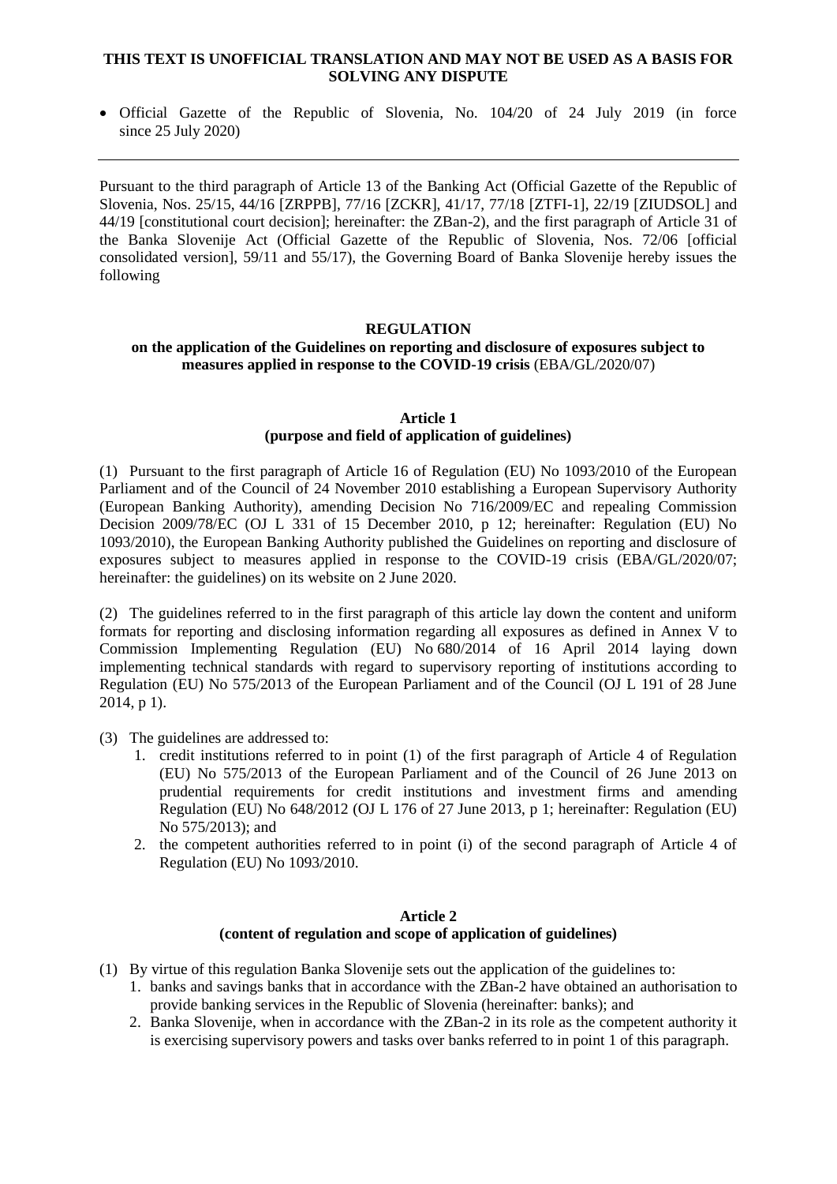**THIS TEXT IS UNOFFICIAL TRANSLATION AND MAY NOT BE USED AS A BASIS FOR SOLVING ANY DISPUTE**

- Official Gazette of the Republic of Slovenia, No. 104/20 of 24 July 2019 (in force since 25 July 2020)

---

Pursuant to the third paragraph of Article 13 of the Banking Act (Official Gazette of the Republic of Slovenia, Nos. 25/15, 44/16 [ZRPPB], 77/16 [ZCKR], 41/17, 77/18 [ZTFI-1], 22/19 [ZIUDSOL] and 44/19 [constitutional court decision]; hereinafter: the ZBan-2), and the first paragraph of Article 31 of the Banka Slovenije Act (Official Gazette of the Republic of Slovenia, Nos. 72/06 [official consolidated version], 59/11 and 55/17), the Governing Board of Banka Slovenije hereby issues the following

# REGULATION
## on the application of the Guidelines on reporting and disclosure of exposures subject to measures applied in response to the COVID-19 crisis (EBA/GL/2020/07)

### Article 1
### (purpose and field of application of guidelines)

(1) Pursuant to the first paragraph of Article 16 of Regulation (EU) No 1093/2010 of the European Parliament and of the Council of 24 November 2010 establishing a European Supervisory Authority (European Banking Authority), amending Decision No 716/2009/EC and repealing Commission Decision 2009/78/EC (OJ L 331 of 15 December 2010, p 12; hereinafter: Regulation (EU) No 1093/2010), the European Banking Authority published the Guidelines on reporting and disclosure of exposures subject to measures applied in response to the COVID-19 crisis (EBA/GL/2020/07; hereinafter: the guidelines) on its website on 2 June 2020.

(2) The guidelines referred to in the first paragraph of this article lay down the content and uniform formats for reporting and disclosing information regarding all exposures as defined in Annex V to Commission Implementing Regulation (EU) No 680/2014 of 16 April 2014 laying down implementing technical standards with regard to supervisory reporting of institutions according to Regulation (EU) No 575/2013 of the European Parliament and of the Council (OJ L 191 of 28 June 2014, p 1).

(3) The guidelines are addressed to:

1. credit institutions referred to in point (1) of the first paragraph of Article 4 of Regulation (EU) No 575/2013 of the European Parliament and of the Council of 26 June 2013 on prudential requirements for credit institutions and investment firms and amending Regulation (EU) No 648/2012 (OJ L 176 of 27 June 2013, p 1; hereinafter: Regulation (EU) No 575/2013); and
2. the competent authorities referred to in point (i) of the second paragraph of Article 4 of Regulation (EU) No 1093/2010.

### Article 2
### (content of regulation and scope of application of guidelines)

(1) By virtue of this regulation Banka Slovenije sets out the application of the guidelines to:

1. banks and savings banks that in accordance with the ZBan-2 have obtained an authorisation to provide banking services in the Republic of Slovenia (hereinafter: banks); and
2. Banka Slovenije, when in accordance with the ZBan-2 in its role as the competent authority it is exercising supervisory powers and tasks over banks referred to in point 1 of this paragraph.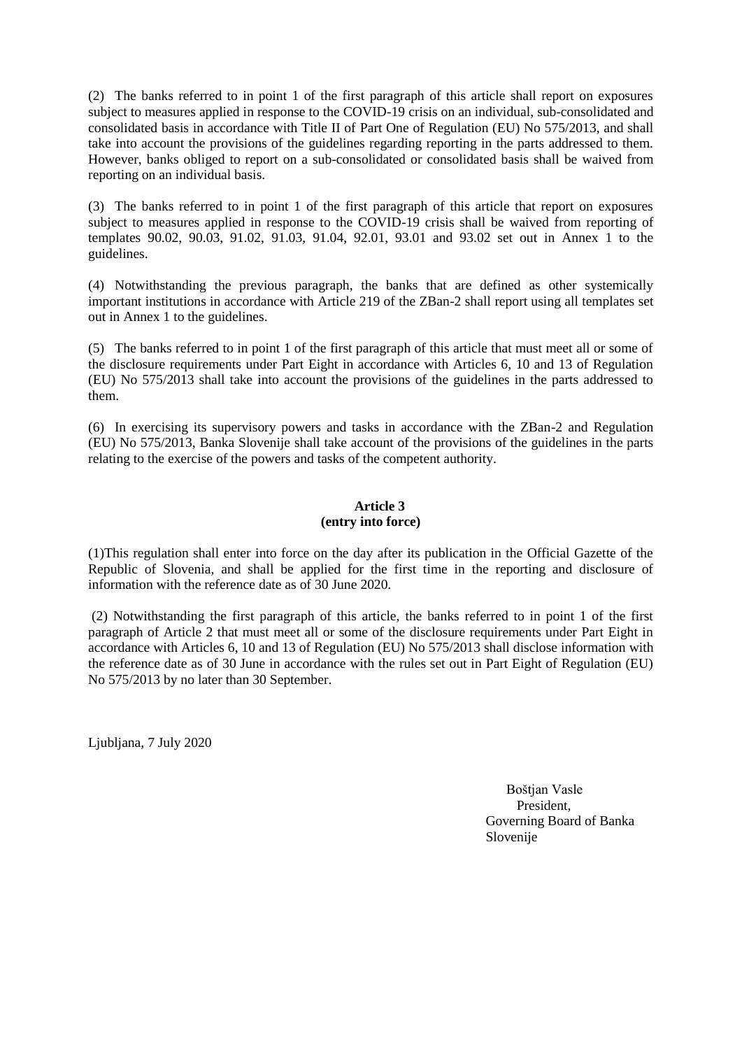(2) The banks referred to in point 1 of the first paragraph of this article shall report on exposures subject to measures applied in response to the COVID-19 crisis on an individual, sub-consolidated and consolidated basis in accordance with Title II of Part One of Regulation (EU) No 575/2013, and shall take into account the provisions of the guidelines regarding reporting in the parts addressed to them. However, banks obliged to report on a sub-consolidated or consolidated basis shall be waived from reporting on an individual basis.

(3) The banks referred to in point 1 of the first paragraph of this article that report on exposures subject to measures applied in response to the COVID-19 crisis shall be waived from reporting of templates 90.02, 90.03, 91.02, 91.03, 91.04, 92.01, 93.01 and 93.02 set out in Annex 1 to the guidelines.

(4) Notwithstanding the previous paragraph, the banks that are defined as other systemically important institutions in accordance with Article 219 of the ZBan-2 shall report using all templates set out in Annex 1 to the guidelines.

(5) The banks referred to in point 1 of the first paragraph of this article that must meet all or some of the disclosure requirements under Part Eight in accordance with Articles 6, 10 and 13 of Regulation (EU) No 575/2013 shall take into account the provisions of the guidelines in the parts addressed to them.

(6) In exercising its supervisory powers and tasks in accordance with the ZBan-2 and Regulation (EU) No 575/2013, Banka Slovenije shall take account of the provisions of the guidelines in the parts relating to the exercise of the powers and tasks of the competent authority.

**Article 3**
**(entry into force)**

(1)This regulation shall enter into force on the day after its publication in the Official Gazette of the Republic of Slovenia, and shall be applied for the first time in the reporting and disclosure of information with the reference date as of 30 June 2020.

(2) Notwithstanding the first paragraph of this article, the banks referred to in point 1 of the first paragraph of Article 2 that must meet all or some of the disclosure requirements under Part Eight in accordance with Articles 6, 10 and 13 of Regulation (EU) No 575/2013 shall disclose information with the reference date as of 30 June in accordance with the rules set out in Part Eight of Regulation (EU) No 575/2013 by no later than 30 September.

Ljubljana, 7 July 2020

Boštjan Vasle
President,
Governing Board of Banka Slovenije